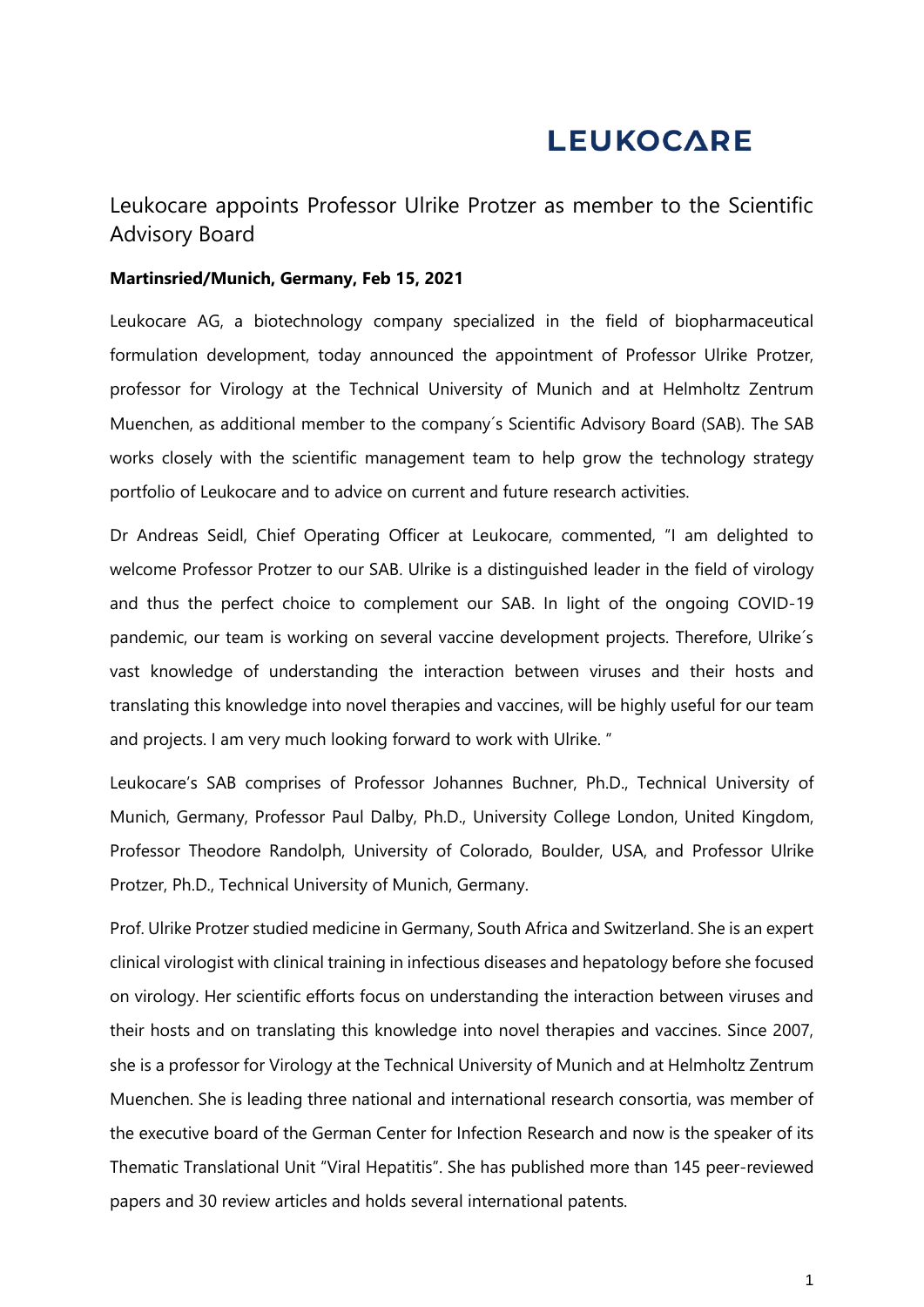**LEUKOCARE**

# Leukocare appoints Professor Ulrike Protzer as member to the Scientific Advisory Board

**Martinsried/Munich, Germany, Feb 15, 2021**

Leukocare AG, a biotechnology company specialized in the field of biopharmaceutical formulation development, today announced the appointment of Professor Ulrike Protzer, professor for Virology at the Technical University of Munich and at Helmholtz Zentrum Muenchen, as additional member to the company´s Scientific Advisory Board (SAB). The SAB works closely with the scientific management team to help grow the technology strategy portfolio of Leukocare and to advice on current and future research activities.

Dr Andreas Seidl, Chief Operating Officer at Leukocare, commented, "I am delighted to welcome Professor Protzer to our SAB. Ulrike is a distinguished leader in the field of virology and thus the perfect choice to complement our SAB. In light of the ongoing COVID-19 pandemic, our team is working on several vaccine development projects. Therefore, Ulrike´s vast knowledge of understanding the interaction between viruses and their hosts and translating this knowledge into novel therapies and vaccines, will be highly useful for our team and projects. I am very much looking forward to work with Ulrike. "

Leukocare's SAB comprises of Professor Johannes Buchner, Ph.D., Technical University of Munich, Germany, Professor Paul Dalby, Ph.D., University College London, United Kingdom, Professor Theodore Randolph, University of Colorado, Boulder, USA, and Professor Ulrike Protzer, Ph.D., Technical University of Munich, Germany.

Prof. Ulrike Protzer studied medicine in Germany, South Africa and Switzerland. She is an expert clinical virologist with clinical training in infectious diseases and hepatology before she focused on virology. Her scientific efforts focus on understanding the interaction between viruses and their hosts and on translating this knowledge into novel therapies and vaccines. Since 2007, she is a professor for Virology at the Technical University of Munich and at Helmholtz Zentrum Muenchen. She is leading three national and international research consortia, was member of the executive board of the German Center for Infection Research and now is the speaker of its Thematic Translational Unit "Viral Hepatitis". She has published more than 145 peer-reviewed papers and 30 review articles and holds several international patents.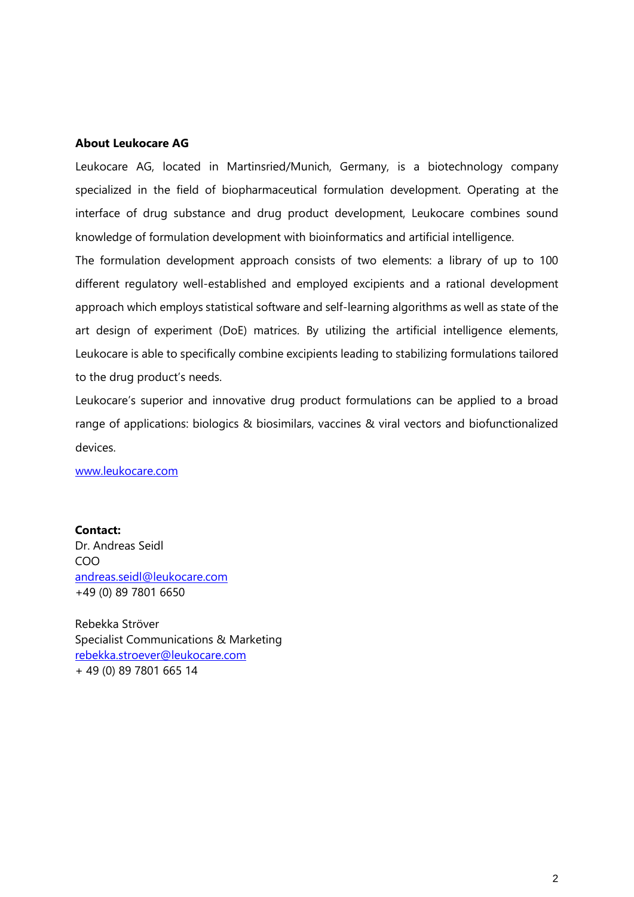**About Leukocare AG**

Leukocare AG, located in Martinsried/Munich, Germany, is a biotechnology company specialized in the field of biopharmaceutical formulation development. Operating at the interface of drug substance and drug product development, Leukocare combines sound knowledge of formulation development with bioinformatics and artificial intelligence.

The formulation development approach consists of two elements: a library of up to 100 different regulatory well-established and employed excipients and a rational development approach which employs statistical software and self-learning algorithms as well as state of the art design of experiment (DoE) matrices. By utilizing the artificial intelligence elements, Leukocare is able to specifically combine excipients leading to stabilizing formulations tailored to the drug product's needs.

Leukocare's superior and innovative drug product formulations can be applied to a broad range of applications: biologics & biosimilars, vaccines & viral vectors and biofunctionalized devices.

[www.leukocare.com](http://www.leukocare.com)

**Contact:**
Dr. Andreas Seidl
COO
andreas.seidl@leukocare.com
+49 (0) 89 7801 6650

Rebekka Ströver
Specialist Communications & Marketing
rebekka.stroever@leukocare.com
+ 49 (0) 89 7801 665 14